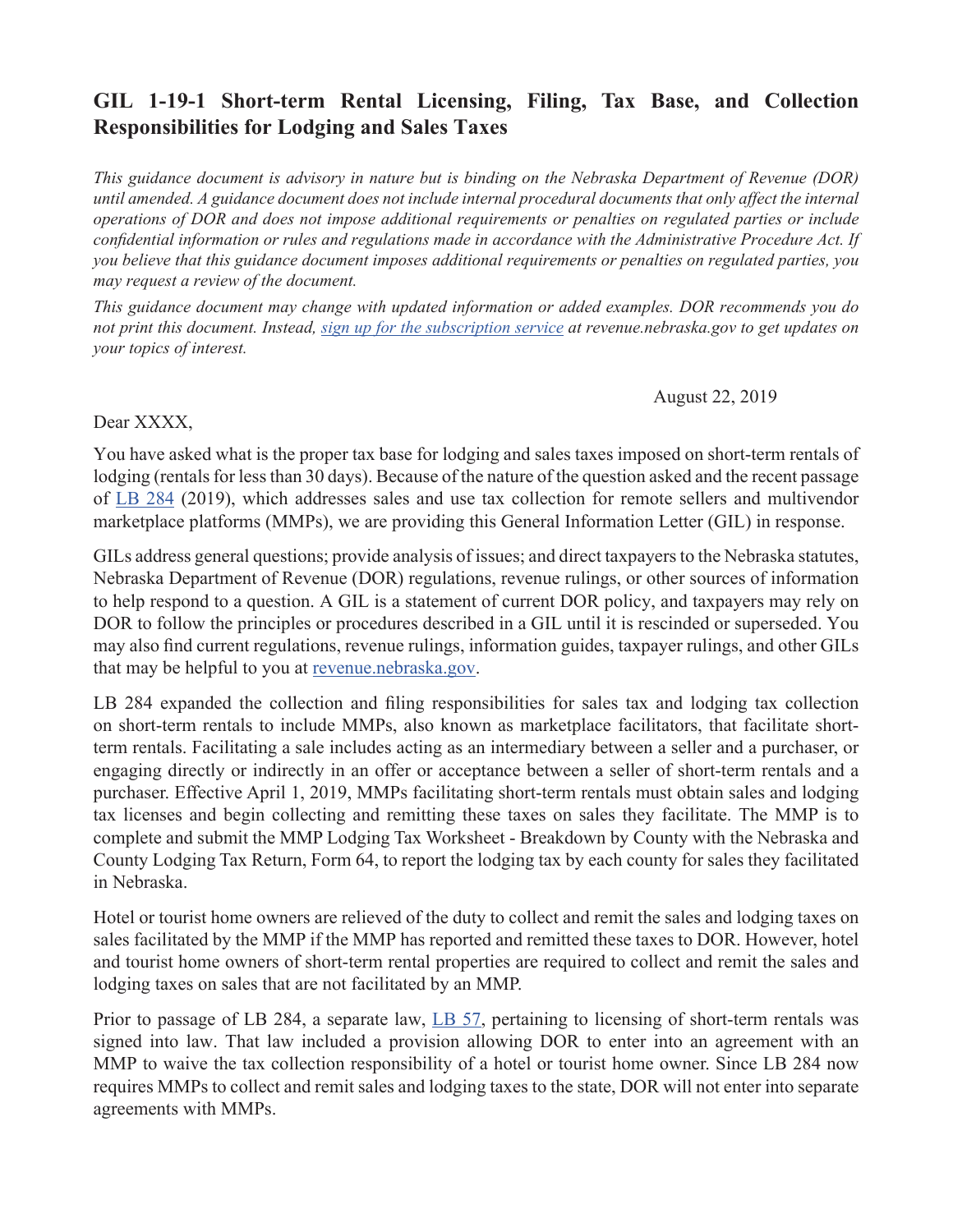## GIL 1-19-1 Short-term Rental Licensing, Filing, Tax Base, and Collection Responsibilities for Lodging and Sales Taxes

*This guidance document is advisory in nature but is binding on the Nebraska Department of Revenue (DOR) until amended. A guidance document does not include internal procedural documents that only affect the internal operations of DOR and does not impose additional requirements or penalties on regulated parties or include confidential information or rules and regulations made in accordance with the Administrative Procedure Act. If you believe that this guidance document imposes additional requirements or penalties on regulated parties, you may request a review of the document.*

*This guidance document may change with updated information or added examples. DOR recommends you do not print this document. Instead, [sign up for the subscription service]() at revenue.nebraska.gov to get updates on your topics of interest.*

August 22, 2019

Dear XXXX,

You have asked what is the proper tax base for lodging and sales taxes imposed on short-term rentals of lodging (rentals for less than 30 days). Because of the nature of the question asked and the recent passage of [LB 284]() (2019), which addresses sales and use tax collection for remote sellers and multivendor marketplace platforms (MMPs), we are providing this General Information Letter (GIL) in response.

GILs address general questions; provide analysis of issues; and direct taxpayers to the Nebraska statutes, Nebraska Department of Revenue (DOR) regulations, revenue rulings, or other sources of information to help respond to a question. A GIL is a statement of current DOR policy, and taxpayers may rely on DOR to follow the principles or procedures described in a GIL until it is rescinded or superseded. You may also find current regulations, revenue rulings, information guides, taxpayer rulings, and other GILs that may be helpful to you at [revenue.nebraska.gov]().

LB 284 expanded the collection and filing responsibilities for sales tax and lodging tax collection on short-term rentals to include MMPs, also known as marketplace facilitators, that facilitate short-term rentals. Facilitating a sale includes acting as an intermediary between a seller and a purchaser, or engaging directly or indirectly in an offer or acceptance between a seller of short-term rentals and a purchaser. Effective April 1, 2019, MMPs facilitating short-term rentals must obtain sales and lodging tax licenses and begin collecting and remitting these taxes on sales they facilitate. The MMP is to complete and submit the MMP Lodging Tax Worksheet - Breakdown by County with the Nebraska and County Lodging Tax Return, Form 64, to report the lodging tax by each county for sales they facilitated in Nebraska.

Hotel or tourist home owners are relieved of the duty to collect and remit the sales and lodging taxes on sales facilitated by the MMP if the MMP has reported and remitted these taxes to DOR. However, hotel and tourist home owners of short-term rental properties are required to collect and remit the sales and lodging taxes on sales that are not facilitated by an MMP.

Prior to passage of LB 284, a separate law, [LB 57](), pertaining to licensing of short-term rentals was signed into law. That law included a provision allowing DOR to enter into an agreement with an MMP to waive the tax collection responsibility of a hotel or tourist home owner. Since LB 284 now requires MMPs to collect and remit sales and lodging taxes to the state, DOR will not enter into separate agreements with MMPs.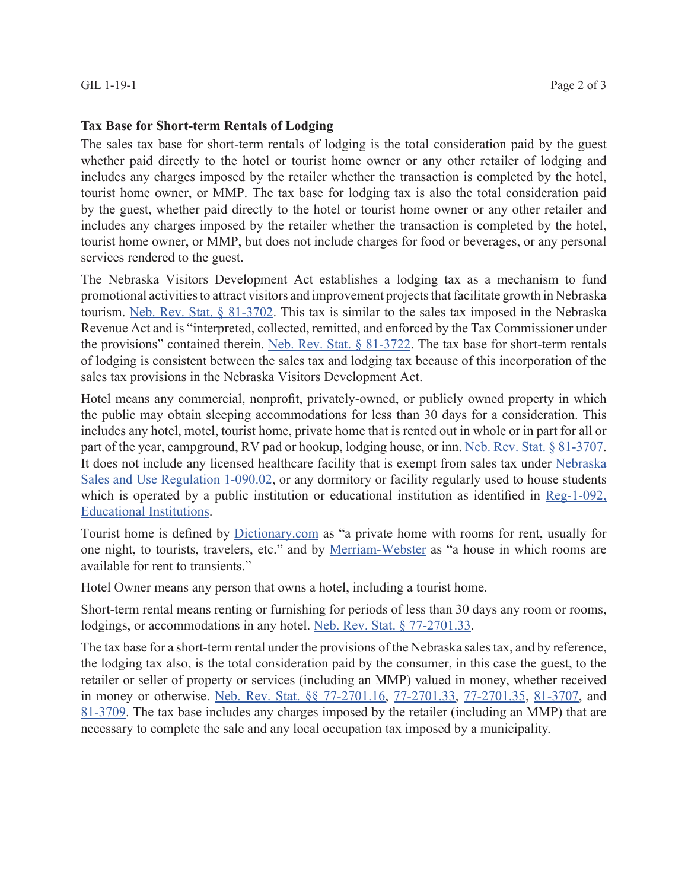**Tax Base for Short-term Rentals of Lodging**

The sales tax base for short-term rentals of lodging is the total consideration paid by the guest whether paid directly to the hotel or tourist home owner or any other retailer of lodging and includes any charges imposed by the retailer whether the transaction is completed by the hotel, tourist home owner, or MMP. The tax base for lodging tax is also the total consideration paid by the guest, whether paid directly to the hotel or tourist home owner or any other retailer and includes any charges imposed by the retailer whether the transaction is completed by the hotel, tourist home owner, or MMP, but does not include charges for food or beverages, or any personal services rendered to the guest.

The Nebraska Visitors Development Act establishes a lodging tax as a mechanism to fund promotional activities to attract visitors and improvement projects that facilitate growth in Nebraska tourism. Neb. Rev. Stat. § 81-3702. This tax is similar to the sales tax imposed in the Nebraska Revenue Act and is "interpreted, collected, remitted, and enforced by the Tax Commissioner under the provisions" contained therein. Neb. Rev. Stat. § 81-3722. The tax base for short-term rentals of lodging is consistent between the sales tax and lodging tax because of this incorporation of the sales tax provisions in the Nebraska Visitors Development Act.

Hotel means any commercial, nonprofit, privately-owned, or publicly owned property in which the public may obtain sleeping accommodations for less than 30 days for a consideration. This includes any hotel, motel, tourist home, private home that is rented out in whole or in part for all or part of the year, campground, RV pad or hookup, lodging house, or inn. Neb. Rev. Stat. § 81-3707. It does not include any licensed healthcare facility that is exempt from sales tax under Nebraska Sales and Use Regulation 1-090.02, or any dormitory or facility regularly used to house students which is operated by a public institution or educational institution as identified in Reg-1-092, Educational Institutions.

Tourist home is defined by Dictionary.com as "a private home with rooms for rent, usually for one night, to tourists, travelers, etc." and by Merriam-Webster as "a house in which rooms are available for rent to transients."

Hotel Owner means any person that owns a hotel, including a tourist home.

Short-term rental means renting or furnishing for periods of less than 30 days any room or rooms, lodgings, or accommodations in any hotel. Neb. Rev. Stat. § 77-2701.33.

The tax base for a short-term rental under the provisions of the Nebraska sales tax, and by reference, the lodging tax also, is the total consideration paid by the consumer, in this case the guest, to the retailer or seller of property or services (including an MMP) valued in money, whether received in money or otherwise. Neb. Rev. Stat. §§ 77-2701.16, 77-2701.33, 77-2701.35, 81-3707, and 81-3709. The tax base includes any charges imposed by the retailer (including an MMP) that are necessary to complete the sale and any local occupation tax imposed by a municipality.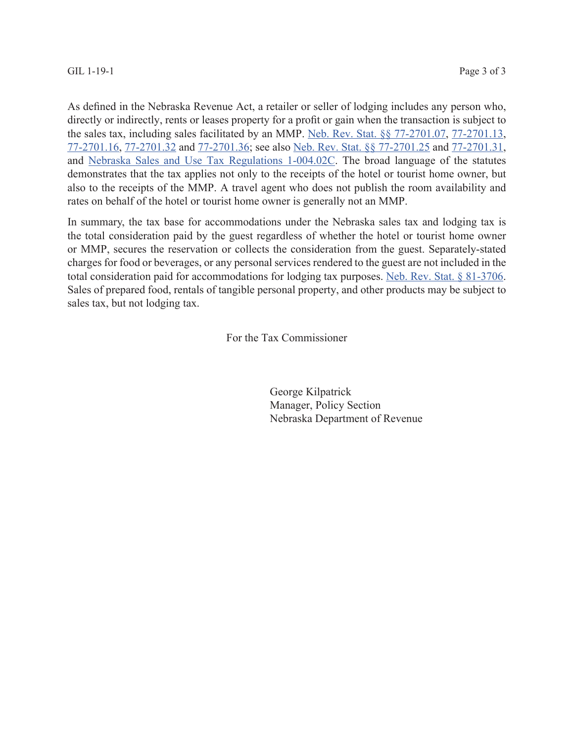As defined in the Nebraska Revenue Act, a retailer or seller of lodging includes any person who, directly or indirectly, rents or leases property for a profit or gain when the transaction is subject to the sales tax, including sales facilitated by an MMP. Neb. Rev. Stat. §§ 77-2701.07, 77-2701.13, 77-2701.16, 77-2701.32 and 77-2701.36; see also Neb. Rev. Stat. §§ 77-2701.25 and 77-2701.31, and Nebraska Sales and Use Tax Regulations 1-004.02C. The broad language of the statutes demonstrates that the tax applies not only to the receipts of the hotel or tourist home owner, but also to the receipts of the MMP. A travel agent who does not publish the room availability and rates on behalf of the hotel or tourist home owner is generally not an MMP.

In summary, the tax base for accommodations under the Nebraska sales tax and lodging tax is the total consideration paid by the guest regardless of whether the hotel or tourist home owner or MMP, secures the reservation or collects the consideration from the guest. Separately-stated charges for food or beverages, or any personal services rendered to the guest are not included in the total consideration paid for accommodations for lodging tax purposes. Neb. Rev. Stat. § 81-3706. Sales of prepared food, rentals of tangible personal property, and other products may be subject to sales tax, but not lodging tax.

For the Tax Commissioner

George Kilpatrick
Manager, Policy Section
Nebraska Department of Revenue